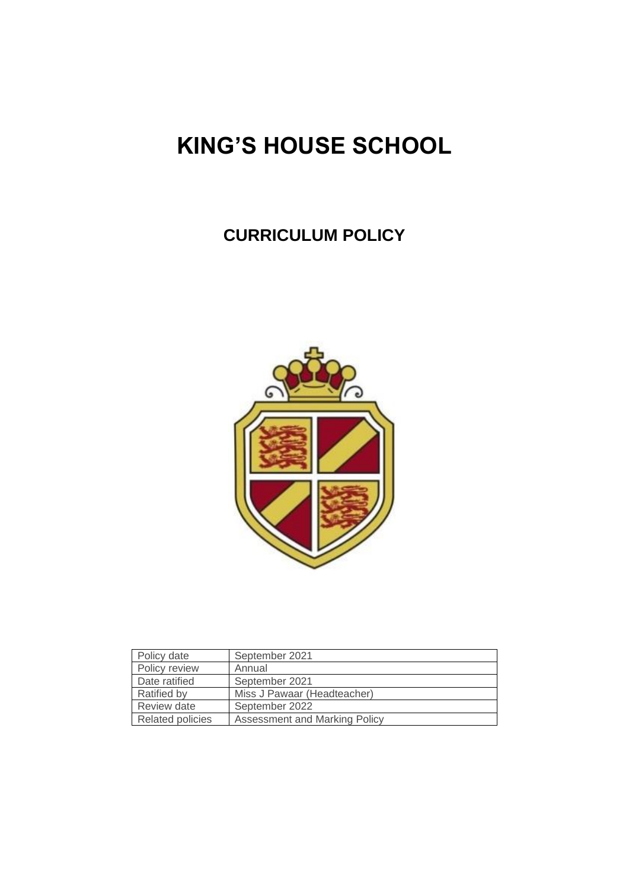# KING'S HOUSE SCHOOL

## CURRICULUM POLICY

| Policy date | September 2021 |
| --- | --- |
| Policy review | Annual |
| Date ratified | September 2021 |
| Ratified by | Miss J Pawaar (Headteacher) |
| Review date | September 2022 |
| Related policies | Assessment and Marking Policy |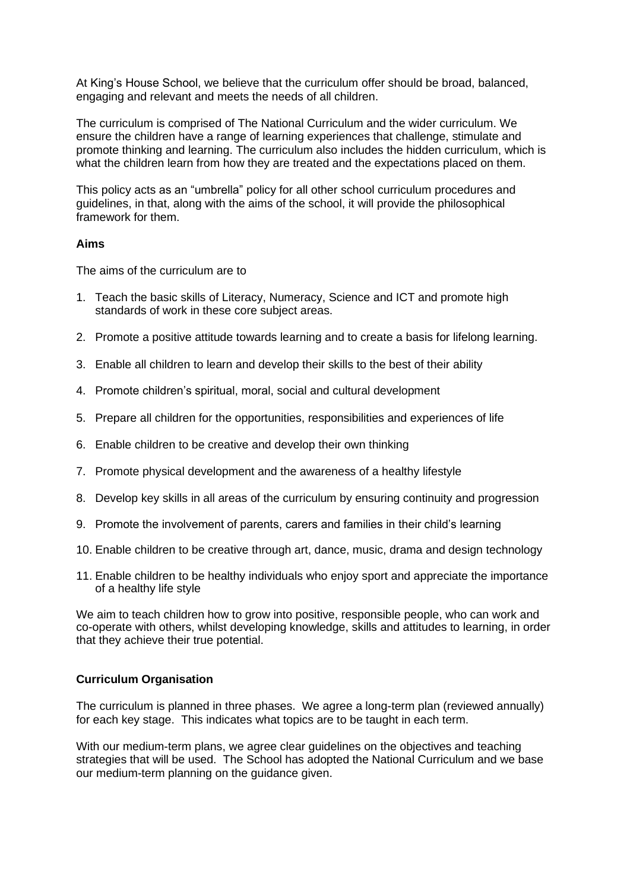At King's House School, we believe that the curriculum offer should be broad, balanced, engaging and relevant and meets the needs of all children.

The curriculum is comprised of The National Curriculum and the wider curriculum. We ensure the children have a range of learning experiences that challenge, stimulate and promote thinking and learning. The curriculum also includes the hidden curriculum, which is what the children learn from how they are treated and the expectations placed on them.

This policy acts as an "umbrella" policy for all other school curriculum procedures and guidelines, in that, along with the aims of the school, it will provide the philosophical framework for them.

**Aims**

The aims of the curriculum are to

1. Teach the basic skills of Literacy, Numeracy, Science and ICT and promote high standards of work in these core subject areas.
2. Promote a positive attitude towards learning and to create a basis for lifelong learning.
3. Enable all children to learn and develop their skills to the best of their ability
4. Promote children's spiritual, moral, social and cultural development
5. Prepare all children for the opportunities, responsibilities and experiences of life
6. Enable children to be creative and develop their own thinking
7. Promote physical development and the awareness of a healthy lifestyle
8. Develop key skills in all areas of the curriculum by ensuring continuity and progression
9. Promote the involvement of parents, carers and families in their child's learning
10. Enable children to be creative through art, dance, music, drama and design technology
11. Enable children to be healthy individuals who enjoy sport and appreciate the importance of a healthy life style

We aim to teach children how to grow into positive, responsible people, who can work and co-operate with others, whilst developing knowledge, skills and attitudes to learning, in order that they achieve their true potential.

**Curriculum Organisation**

The curriculum is planned in three phases. We agree a long-term plan (reviewed annually) for each key stage. This indicates what topics are to be taught in each term.

With our medium-term plans, we agree clear guidelines on the objectives and teaching strategies that will be used. The School has adopted the National Curriculum and we base our medium-term planning on the guidance given.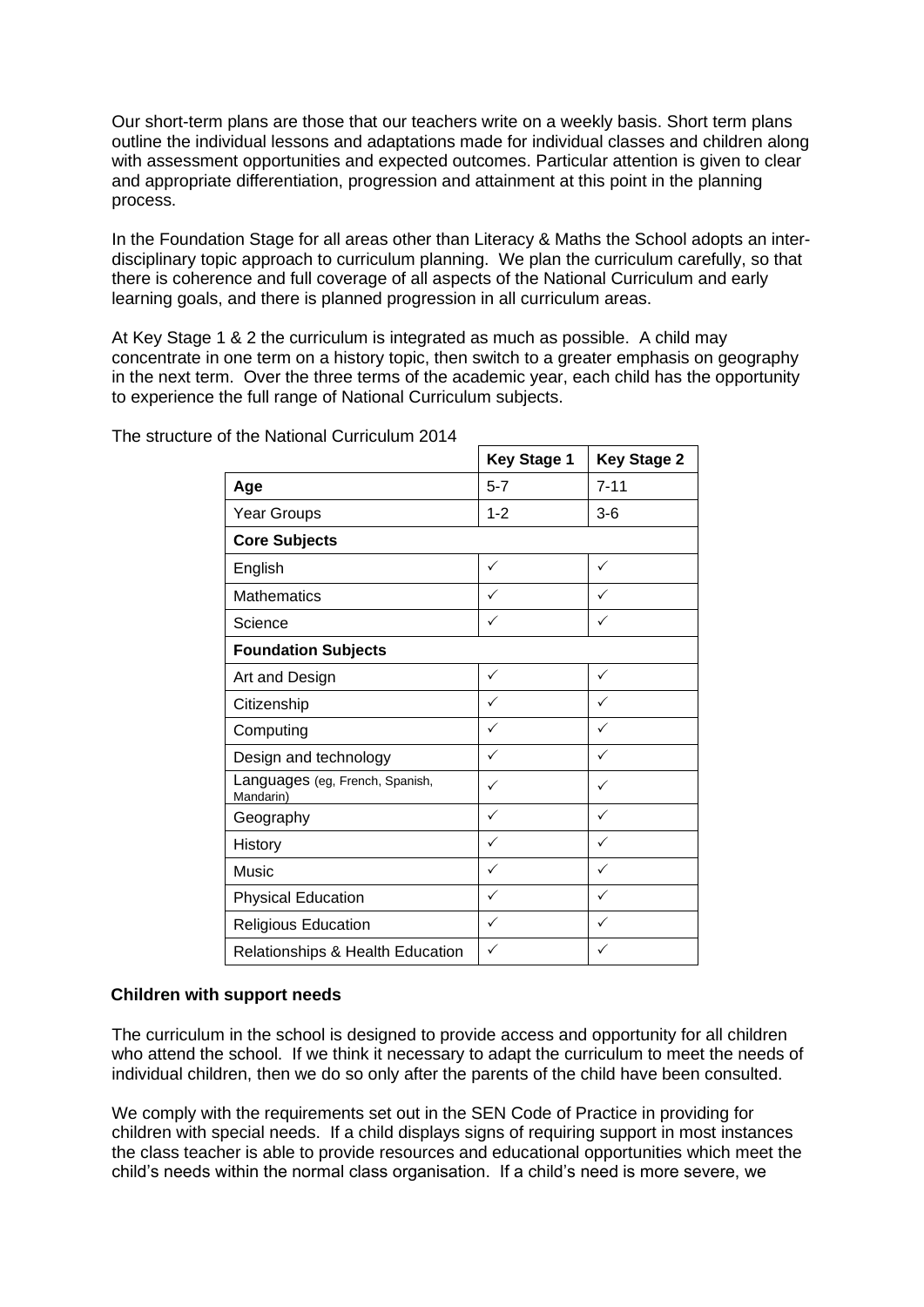Our short-term plans are those that our teachers write on a weekly basis. Short term plans outline the individual lessons and adaptations made for individual classes and children along with assessment opportunities and expected outcomes. Particular attention is given to clear and appropriate differentiation, progression and attainment at this point in the planning process.

In the Foundation Stage for all areas other than Literacy & Maths the School adopts an inter-disciplinary topic approach to curriculum planning. We plan the curriculum carefully, so that there is coherence and full coverage of all aspects of the National Curriculum and early learning goals, and there is planned progression in all curriculum areas.

At Key Stage 1 & 2 the curriculum is integrated as much as possible. A child may concentrate in one term on a history topic, then switch to a greater emphasis on geography in the next term. Over the three terms of the academic year, each child has the opportunity to experience the full range of National Curriculum subjects.

The structure of the National Curriculum 2014

| | Key Stage 1 | Key Stage 2 |
|---|---|---|
| **Age** | 5-7 | 7-11 |
| Year Groups | 1-2 | 3-6 |
| **Core Subjects** | | |
| English | ✓ | ✓ |
| Mathematics | ✓ | ✓ |
| Science | ✓ | ✓ |
| **Foundation Subjects** | | |
| Art and Design | ✓ | ✓ |
| Citizenship | ✓ | ✓ |
| Computing | ✓ | ✓ |
| Design and technology | ✓ | ✓ |
| Languages (eg, French, Spanish, Mandarin) | ✓ | ✓ |
| Geography | ✓ | ✓ |
| History | ✓ | ✓ |
| Music | ✓ | ✓ |
| Physical Education | ✓ | ✓ |
| Religious Education | ✓ | ✓ |
| Relationships & Health Education | ✓ | ✓ |

**Children with support needs**

The curriculum in the school is designed to provide access and opportunity for all children who attend the school. If we think it necessary to adapt the curriculum to meet the needs of individual children, then we do so only after the parents of the child have been consulted.

We comply with the requirements set out in the SEN Code of Practice in providing for children with special needs. If a child displays signs of requiring support in most instances the class teacher is able to provide resources and educational opportunities which meet the child's needs within the normal class organisation. If a child's need is more severe, we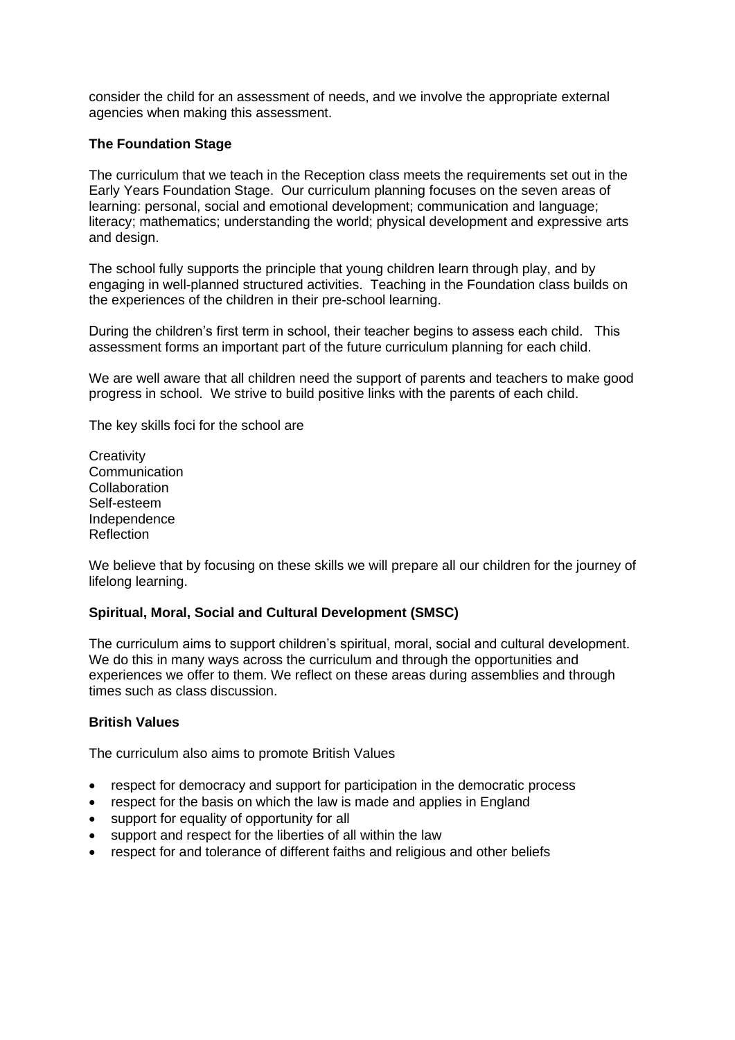consider the child for an assessment of needs, and we involve the appropriate external agencies when making this assessment.

**The Foundation Stage**

The curriculum that we teach in the Reception class meets the requirements set out in the Early Years Foundation Stage. Our curriculum planning focuses on the seven areas of learning: personal, social and emotional development; communication and language; literacy; mathematics; understanding the world; physical development and expressive arts and design.

The school fully supports the principle that young children learn through play, and by engaging in well-planned structured activities. Teaching in the Foundation class builds on the experiences of the children in their pre-school learning.

During the children's first term in school, their teacher begins to assess each child. This assessment forms an important part of the future curriculum planning for each child.

We are well aware that all children need the support of parents and teachers to make good progress in school. We strive to build positive links with the parents of each child.

The key skills foci for the school are

Creativity
Communication
Collaboration
Self-esteem
Independence
Reflection

We believe that by focusing on these skills we will prepare all our children for the journey of lifelong learning.

**Spiritual, Moral, Social and Cultural Development (SMSC)**

The curriculum aims to support children's spiritual, moral, social and cultural development. We do this in many ways across the curriculum and through the opportunities and experiences we offer to them. We reflect on these areas during assemblies and through times such as class discussion.

**British Values**

The curriculum also aims to promote British Values

- respect for democracy and support for participation in the democratic process
- respect for the basis on which the law is made and applies in England
- support for equality of opportunity for all
- support and respect for the liberties of all within the law
- respect for and tolerance of different faiths and religious and other beliefs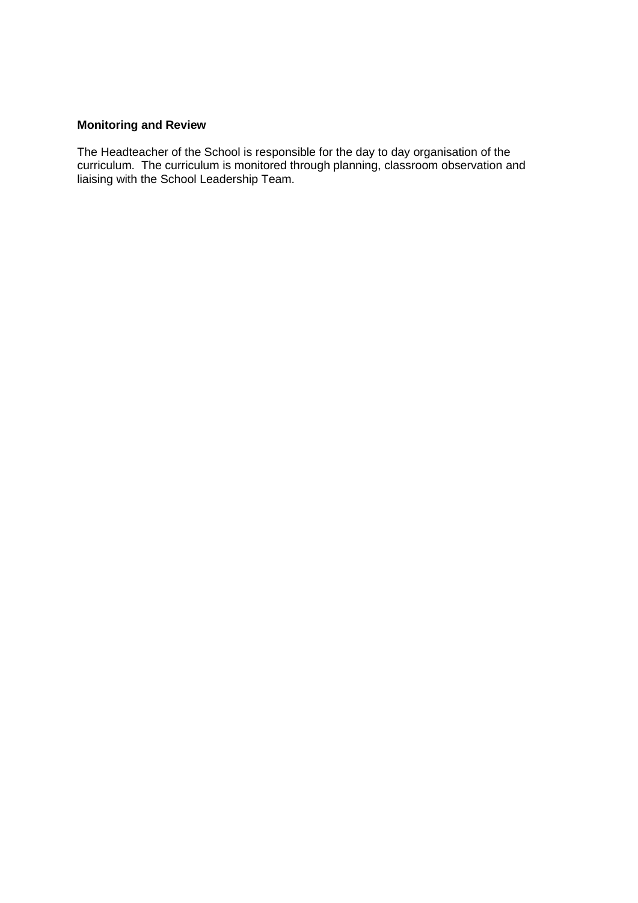**Monitoring and Review**

The Headteacher of the School is responsible for the day to day organisation of the curriculum. The curriculum is monitored through planning, classroom observation and liaising with the School Leadership Team.